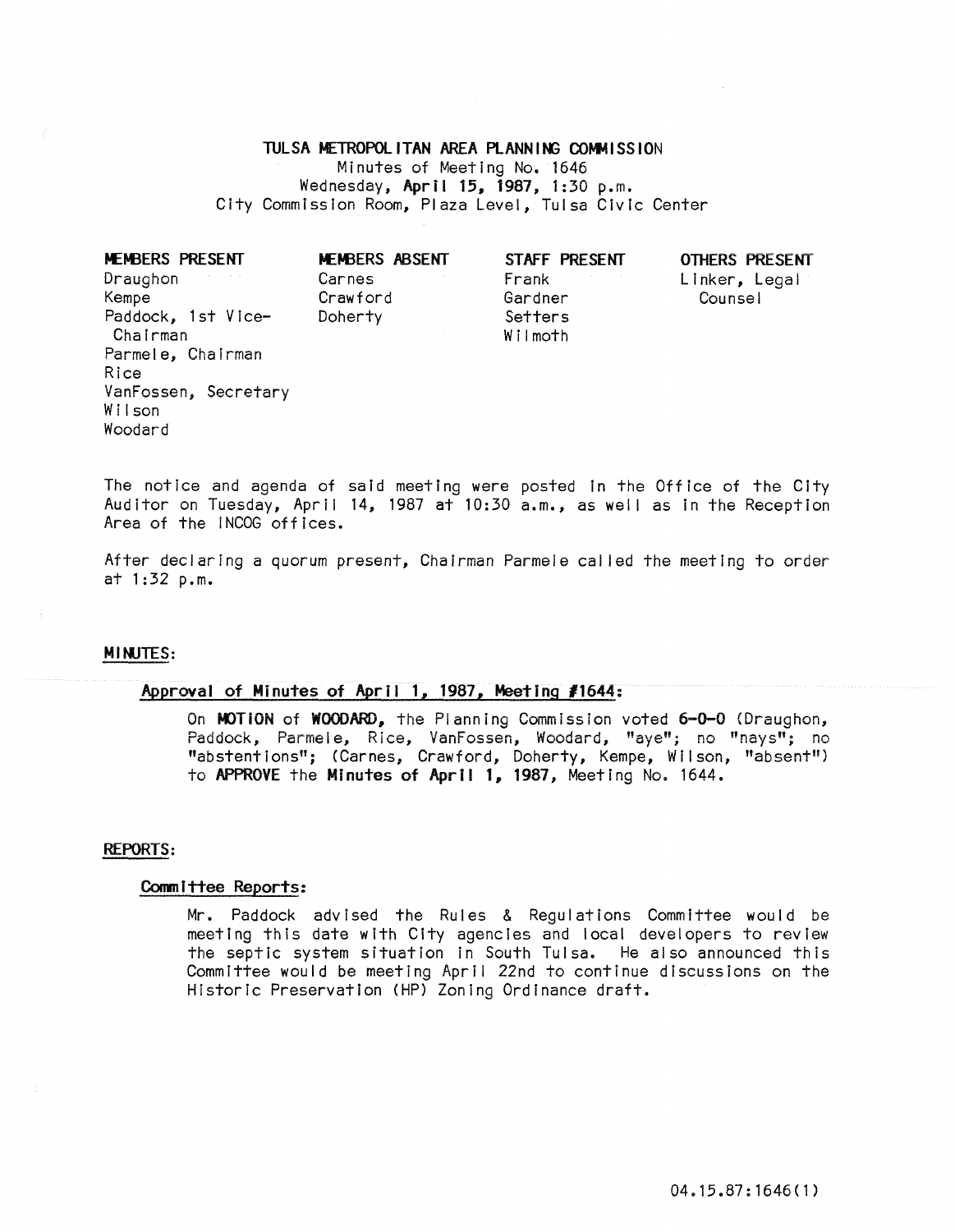# TULSA METROPOLITAN AREA PLANNING COMMISSION

Minutes of Meeting No. 1646
Wednesday, **April 15, 1987**, 1:30 p.m.
City Commission Room, Plaza Level, Tulsa Civic Center

| MEMBERS PRESENT | MEMBERS ABSENT | STAFF PRESENT | OTHERS PRESENT |
|---|---|---|---|
| Draughon | Carnes | Frank | Linker, Legal Counsel |
| Kempe | Crawford | Gardner | |
| Paddock, 1st Vice-Chairman | Doherty | Setters | |
| Parmele, Chairman | | Wilmoth | |
| Rice | | | |
| VanFossen, Secretary | | | |
| Wilson | | | |
| Woodard | | | |

The notice and agenda of said meeting were posted in the Office of the City Auditor on Tuesday, April 14, 1987 at 10:30 a.m., as well as in the Reception Area of the INCOG offices.

After declaring a quorum present, Chairman Parmele called the meeting to order at 1:32 p.m.

## MINUTES:

### Approval of Minutes of April 1, 1987, Meeting #1644:

On **MOTION** of **WOODARD**, the Planning Commission voted **6-0-0** (Draughon, Paddock, Parmele, Rice, VanFossen, Woodard, "aye"; no "nays"; no "abstentions"; (Carnes, Crawford, Doherty, Kempe, Wilson, "absent") to **APPROVE** the **Minutes of April 1, 1987**, Meeting No. 1644.

## REPORTS:

### Committee Reports:

Mr. Paddock advised the Rules & Regulations Committee would be meeting this date with City agencies and local developers to review the septic system situation in South Tulsa. He also announced this Committee would be meeting April 22nd to continue discussions on the Historic Preservation (HP) Zoning Ordinance draft.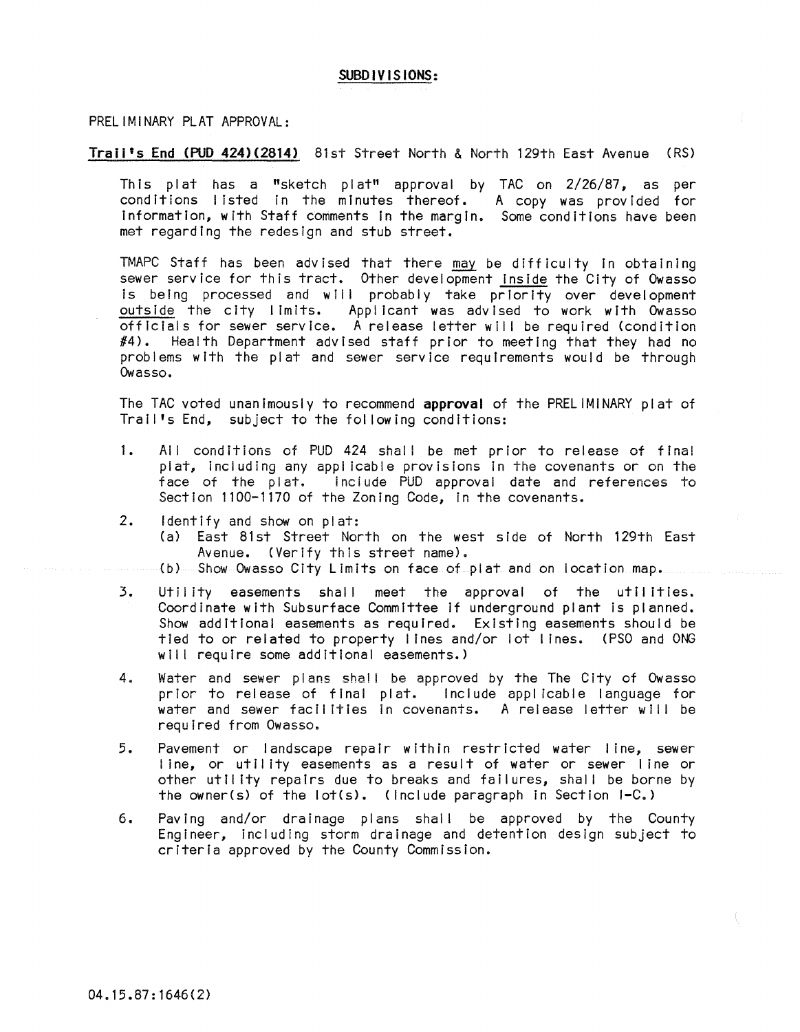**SUBDIVISIONS:**

PRELIMINARY PLAT APPROVAL:

**Trail's End (PUD 424)(2814)** 81st Street North & North 129th East Avenue (RS)

This plat has a "sketch plat" approval by TAC on 2/26/87, as per conditions listed in the minutes thereof. A copy was provided for information, with Staff comments in the margin. Some conditions have been met regarding the redesign and stub street.

TMAPC Staff has been advised that there may be difficulty in obtaining sewer service for this tract. Other development inside the City of Owasso is being processed and will probably take priority over development outside the city limits. Applicant was advised to work with Owasso officials for sewer service. A release letter will be required (condition #4). Health Department advised staff prior to meeting that they had no problems with the plat and sewer service requirements would be through Owasso.

The TAC voted unanimously to recommend **approval** of the PRELIMINARY plat of Trail's End, subject to the following conditions:

1. All conditions of PUD 424 shall be met prior to release of final plat, including any applicable provisions in the covenants or on the face of the plat. Include PUD approval date and references to Section 1100-1170 of the Zoning Code, in the covenants.

2. Identify and show on plat:
   (a) East 81st Street North on the west side of North 129th East Avenue. (Verify this street name).
   (b) Show Owasso City Limits on face of plat and on location map.

3. Utility easements shall meet the approval of the utilities. Coordinate with Subsurface Committee if underground plant is planned. Show additional easements as required. Existing easements should be tied to or related to property lines and/or lot lines. (PSO and ONG will require some additional easements.)

4. Water and sewer plans shall be approved by the The City of Owasso prior to release of final plat. Include applicable language for water and sewer facilities in covenants. A release letter will be required from Owasso.

5. Pavement or landscape repair within restricted water line, sewer line, or utility easements as a result of water or sewer line or other utility repairs due to breaks and failures, shall be borne by the owner(s) of the lot(s). (Include paragraph in Section I-C.)

6. Paving and/or drainage plans shall be approved by the County Engineer, including storm drainage and detention design subject to criteria approved by the County Commission.

04.15.87:1646(2)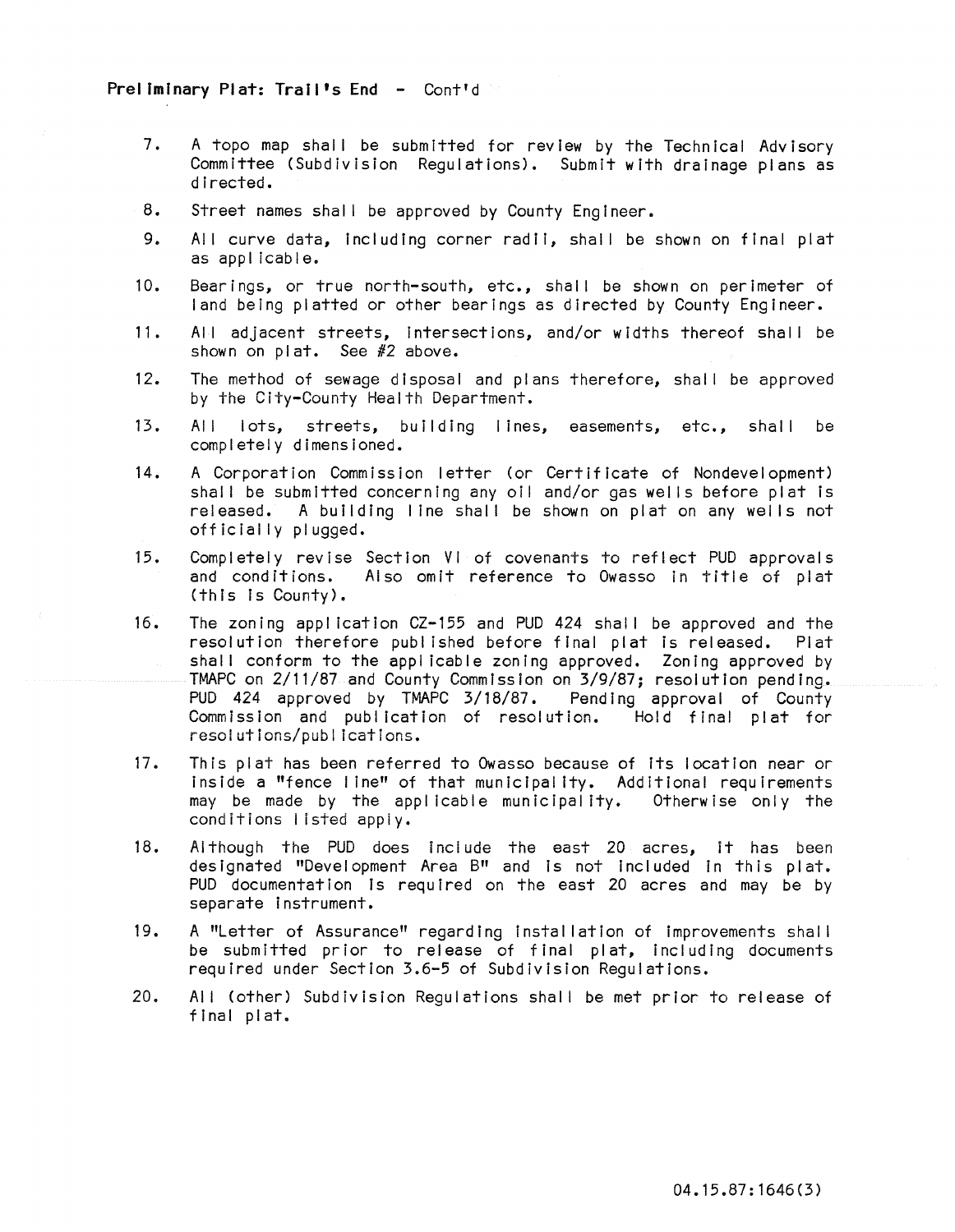**Preliminary Plat: Trail's End - Cont'd**

7. A topo map shall be submitted for review by the Technical Advisory Committee (Subdivision Regulations). Submit with drainage plans as directed.

8. Street names shall be approved by County Engineer.

9. All curve data, including corner radii, shall be shown on final plat as applicable.

10. Bearings, or true north-south, etc., shall be shown on perimeter of land being platted or other bearings as directed by County Engineer.

11. All adjacent streets, intersections, and/or widths thereof shall be shown on plat. See #2 above.

12. The method of sewage disposal and plans therefore, shall be approved by the City-County Health Department.

13. All lots, streets, building lines, easements, etc., shall be completely dimensioned.

14. A Corporation Commission letter (or Certificate of Nondevelopment) shall be submitted concerning any oil and/or gas wells before plat is released. A building line shall be shown on plat on any wells not officially plugged.

15. Completely revise Section VI of covenants to reflect PUD approvals and conditions. Also omit reference to Owasso in title of plat (this is County).

16. The zoning application CZ-155 and PUD 424 shall be approved and the resolution therefore published before final plat is released. Plat shall conform to the applicable zoning approved. Zoning approved by TMAPC on 2/11/87 and County Commission on 3/9/87; resolution pending. PUD 424 approved by TMAPC 3/18/87. Pending approval of County Commission and publication of resolution. Hold final plat for resolutions/publications.

17. This plat has been referred to Owasso because of its location near or inside a "fence line" of that municipality. Additional requirements may be made by the applicable municipality. Otherwise only the conditions listed apply.

18. Although the PUD does include the east 20 acres, it has been designated "Development Area B" and is not included in this plat. PUD documentation is required on the east 20 acres and may be by separate instrument.

19. A "Letter of Assurance" regarding installation of improvements shall be submitted prior to release of final plat, including documents required under Section 3.6-5 of Subdivision Regulations.

20. All (other) Subdivision Regulations shall be met prior to release of final plat.

04.15.87:1646(3)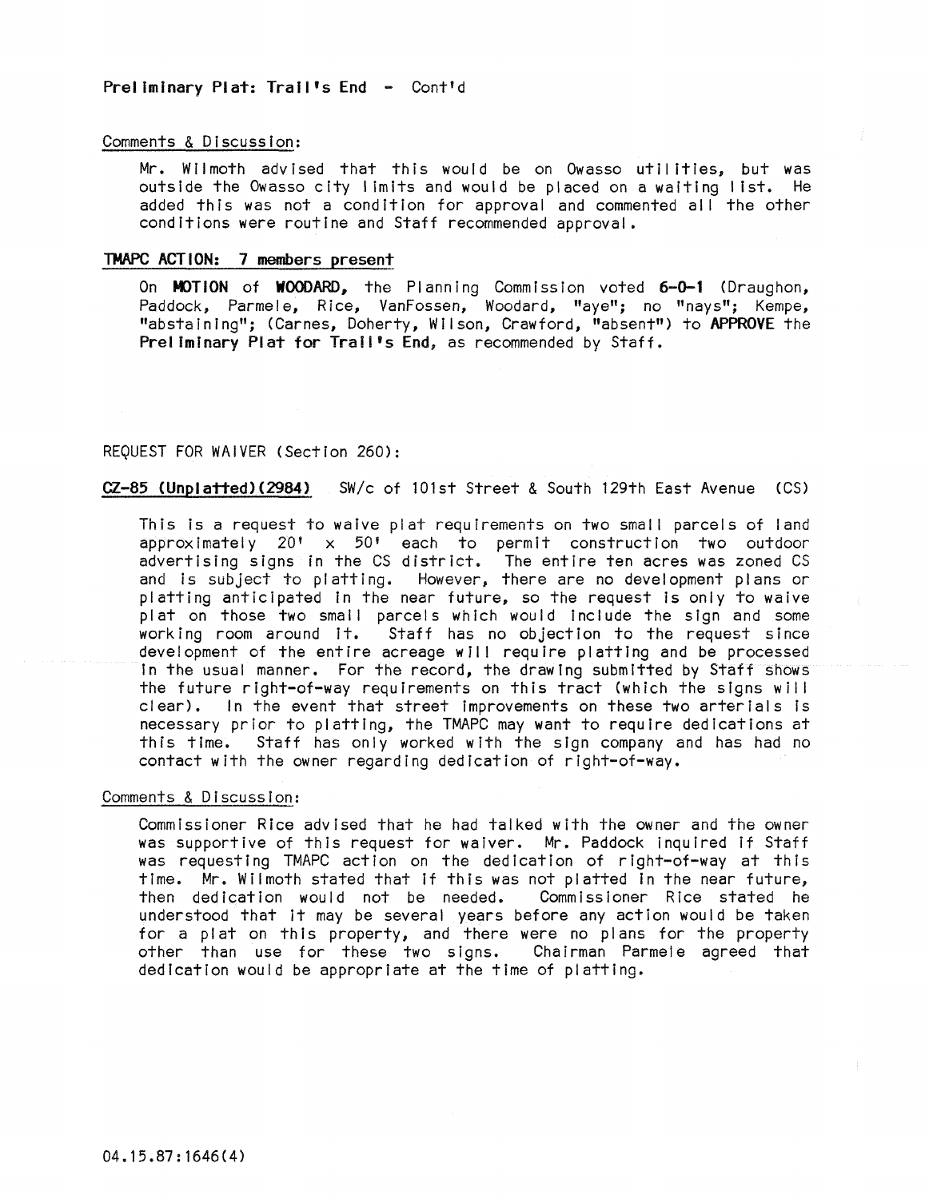**Preliminary Plat: Trail's End - Cont'd**

Comments & Discussion:

Mr. Wilmoth advised that this would be on Owasso utilities, but was outside the Owasso city limits and would be placed on a waiting list. He added this was not a condition for approval and commented all the other conditions were routine and Staff recommended approval.

**TMAPC ACTION: 7 members present**

On **MOTION** of **WOODARD,** the Planning Commission voted **6-0-1** (Draughon, Paddock, Parmele, Rice, VanFossen, Woodard, "aye"; no "nays"; Kempe, "abstaining"; (Carnes, Doherty, Wilson, Crawford, "absent") to **APPROVE** the **Preliminary Plat for Trail's End,** as recommended by Staff.

REQUEST FOR WAIVER (Section 260):

**CZ-85 (Unplatted)(2984)** SW/c of 101st Street & South 129th East Avenue (CS)

This is a request to waive plat requirements on two small parcels of land approximately 20' x 50' each to permit construction two outdoor advertising signs in the CS district. The entire ten acres was zoned CS and is subject to platting. However, there are no development plans or platting anticipated in the near future, so the request is only to waive plat on those two small parcels which would include the sign and some working room around it. Staff has no objection to the request since development of the entire acreage will require platting and be processed in the usual manner. For the record, the drawing submitted by Staff shows the future right-of-way requirements on this tract (which the signs will clear). In the event that street improvements on these two arterials is necessary prior to platting, the TMAPC may want to require dedications at this time. Staff has only worked with the sign company and has had no contact with the owner regarding dedication of right-of-way.

Comments & Discussion:

Commissioner Rice advised that he had talked with the owner and the owner was supportive of this request for waiver. Mr. Paddock inquired if Staff was requesting TMAPC action on the dedication of right-of-way at this time. Mr. Wilmoth stated that if this was not platted in the near future, then dedication would not be needed. Commissioner Rice stated he understood that it may be several years before any action would be taken for a plat on this property, and there were no plans for the property other than use for these two signs. Chairman Parmele agreed that dedication would be appropriate at the time of platting.

04.15.87:1646(4)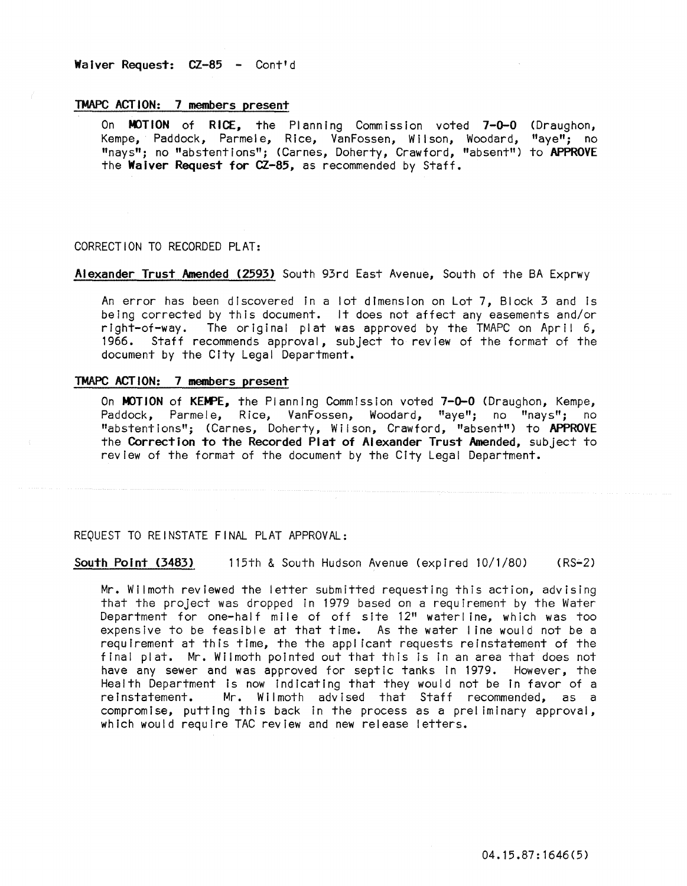**Waiver Request: CZ-85 - Cont'd**

TMAPC ACTION: 7 members present

On **MOTION** of **RICE**, the Planning Commission voted **7-0-0** (Draughon, Kempe, Paddock, Parmele, Rice, VanFossen, Wilson, Woodard, "aye"; no "nays"; no "abstentions"; (Carnes, Doherty, Crawford, "absent") to **APPROVE** the **Waiver Request for CZ-85**, as recommended by Staff.

CORRECTION TO RECORDED PLAT:

**Alexander Trust Amended (2593)** South 93rd East Avenue, South of the BA Exprwy

An error has been discovered in a lot dimension on Lot 7, Block 3 and is being corrected by this document. It does not affect any easements and/or right-of-way. The original plat was approved by the TMAPC on April 6, 1966. Staff recommends approval, subject to review of the format of the document by the City Legal Department.

TMAPC ACTION: 7 members present

On **MOTION** of **KEMPE**, the Planning Commission voted **7-0-0** (Draughon, Kempe, Paddock, Parmele, Rice, VanFossen, Woodard, "aye"; no "nays"; no "abstentions"; (Carnes, Doherty, Wilson, Crawford, "absent") to **APPROVE** the **Correction to the Recorded Plat of Alexander Trust Amended**, subject to review of the format of the document by the City Legal Department.

REQUEST TO REINSTATE FINAL PLAT APPROVAL:

**South Point (3483)** 115th & South Hudson Avenue (expired 10/1/80) (RS-2)

Mr. Wilmoth reviewed the letter submitted requesting this action, advising that the project was dropped in 1979 based on a requirement by the Water Department for one-half mile of off site 12" waterline, which was too expensive to be feasible at that time. As the water line would not be a requirement at this time, the the applicant requests reinstatement of the final plat. Mr. Wilmoth pointed out that this is in an area that does not have any sewer and was approved for septic tanks in 1979. However, the Health Department is now indicating that they would not be in favor of a reinstatement. Mr. Wilmoth advised that Staff recommended, as a compromise, putting this back in the process as a preliminary approval, which would require TAC review and new release letters.

04.15.87:1646(5)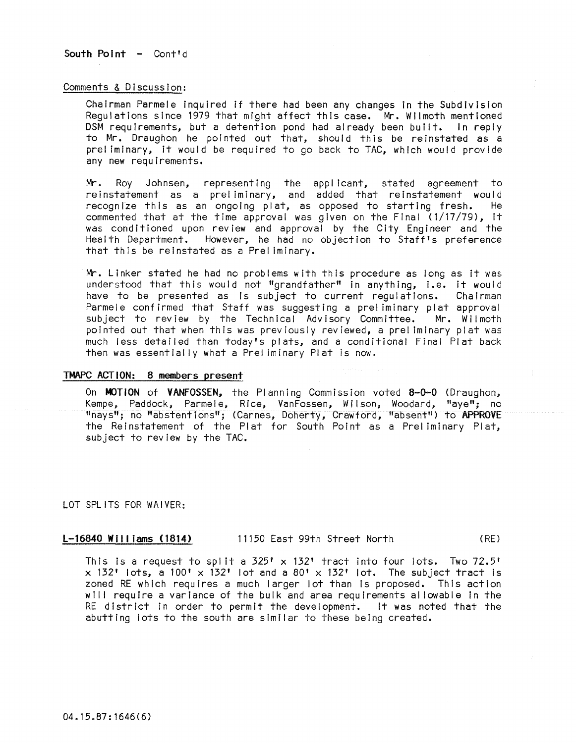South Point - Cont'd

Comments & Discussion:

Chairman Parmele inquired if there had been any changes in the Subdivision Regulations since 1979 that might affect this case. Mr. Wilmoth mentioned DSM requirements, but a detention pond had already been built. In reply to Mr. Draughon he pointed out that, should this be reinstated as a preliminary, it would be required to go back to TAC, which would provide any new requirements.

Mr. Roy Johnsen, representing the applicant, stated agreement to reinstatement as a preliminary, and added that reinstatement would recognize this as an ongoing plat, as opposed to starting fresh. He commented that at the time approval was given on the Final (1/17/79), it was conditioned upon review and approval by the City Engineer and the Health Department. However, he had no objection to Staff's preference that this be reinstated as a Preliminary.

Mr. Linker stated he had no problems with this procedure as long as it was understood that this would not "grandfather" in anything, i.e. it would have to be presented as is subject to current regulations. Chairman Parmele confirmed that Staff was suggesting a preliminary plat approval subject to review by the Technical Advisory Committee. Mr. Wilmoth pointed out that when this was previously reviewed, a preliminary plat was much less detailed than today's plats, and a conditional Final Plat back then was essentially what a Preliminary Plat is now.

TMAPC ACTION: 8 members present

On **MOTION** of **VANFOSSEN**, the Planning Commission voted **8-0-0** (Draughon, Kempe, Paddock, Parmele, Rice, VanFossen, Wilson, Woodard, "aye"; no "nays"; no "abstentions"; (Carnes, Doherty, Crawford, "absent") to **APPROVE** the Reinstatement of the Plat for South Point as a Preliminary Plat, subject to review by the TAC.

LOT SPLITS FOR WAIVER:

**L-16840 Williams (1814)** 11150 East 99th Street North (RE)

This is a request to split a 325' x 132' tract into four lots. Two 72.5' x 132' lots, a 100' x 132' lot and a 80' x 132' lot. The subject tract is zoned RE which requires a much larger lot than is proposed. This action will require a variance of the bulk and area requirements allowable in the RE district in order to permit the development. It was noted that the abutting lots to the south are similar to these being created.

04.15.87:1646(6)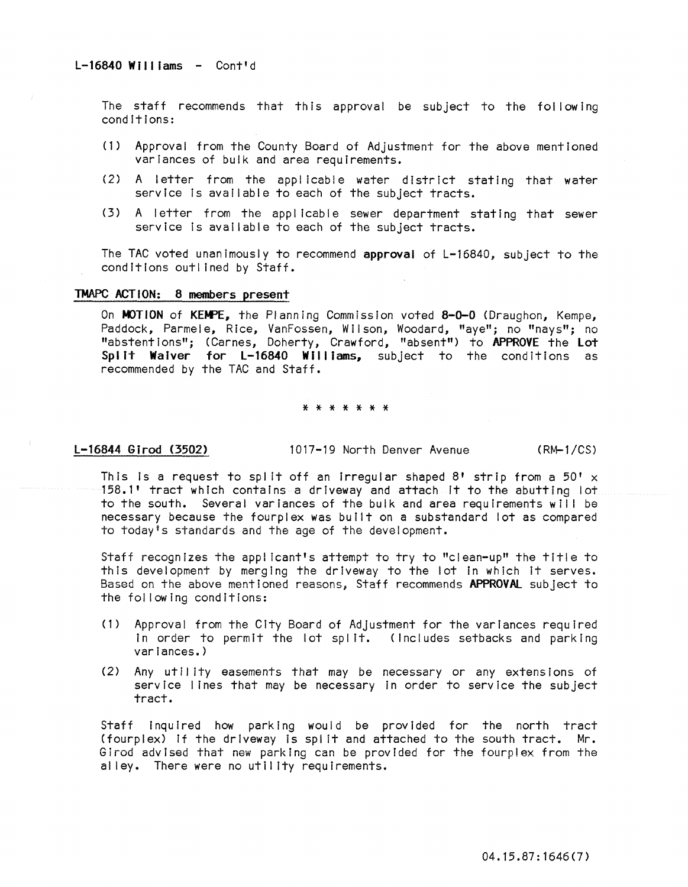L-16840 Williams - Cont'd

The staff recommends that this approval be subject to the following conditions:

(1) Approval from the County Board of Adjustment for the above mentioned variances of bulk and area requirements.

(2) A letter from the applicable water district stating that water service is available to each of the subject tracts.

(3) A letter from the applicable sewer department stating that sewer service is available to each of the subject tracts.

The TAC voted unanimously to recommend **approval** of L-16840, subject to the conditions outlined by Staff.

**TMAPC ACTION: 8 members present**

On **MOTION** of **KEMPE**, the Planning Commission voted **8-0-0** (Draughon, Kempe, Paddock, Parmele, Rice, VanFossen, Wilson, Woodard, "aye"; no "nays"; no "abstentions"; (Carnes, Doherty, Crawford, "absent") to **APPROVE** the **Lot Split Waiver for L-16840 Williams,** subject to the conditions as recommended by the TAC and Staff.

* * * * * * *

L-16844 Girod (3502) 1017-19 North Denver Avenue (RM-1/CS)

This is a request to split off an irregular shaped 8' strip from a 50' x 158.1' tract which contains a driveway and attach it to the abutting lot to the south. Several variances of the bulk and area requirements will be necessary because the fourplex was built on a substandard lot as compared to today's standards and the age of the development.

Staff recognizes the applicant's attempt to try to "clean-up" the title to this development by merging the driveway to the lot in which it serves. Based on the above mentioned reasons, Staff recommends **APPROVAL** subject to the following conditions:

(1) Approval from the City Board of Adjustment for the variances required in order to permit the lot split. (Includes setbacks and parking variances.)

(2) Any utility easements that may be necessary or any extensions of service lines that may be necessary in order to service the subject tract.

Staff inquired how parking would be provided for the north tract (fourplex) if the driveway is split and attached to the south tract. Mr. Girod advised that new parking can be provided for the fourplex from the alley. There were no utility requirements.

04.15.87:1646(7)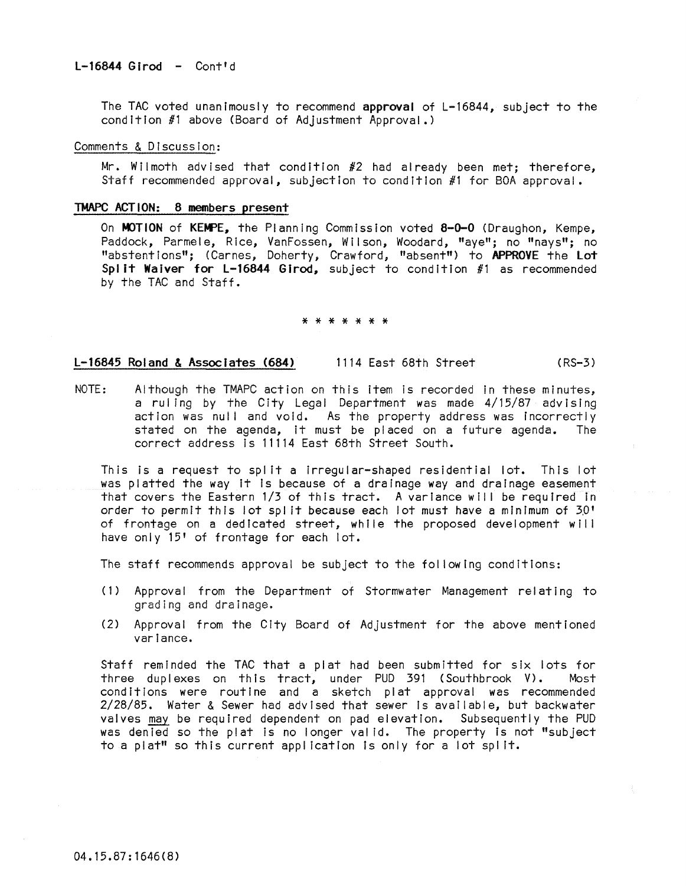L-16844 Girod - Cont'd

The TAC voted unanimously to recommend **approval** of L-16844, subject to the condition #1 above (Board of Adjustment Approval.)

Comments & Discussion:

Mr. Wilmoth advised that condition #2 had already been met; therefore, Staff recommended approval, subjection to condition #1 for BOA approval.

**TMAPC ACTION: 8 members present**

On **MOTION** of **KEMPE**, the Planning Commission voted **8-0-0** (Draughon, Kempe, Paddock, Parmele, Rice, VanFossen, Wilson, Woodard, "aye"; no "nays"; no "abstentions"; (Carnes, Doherty, Crawford, "absent") to **APPROVE** the **Lot Split Waiver for L-16844 Girod**, subject to condition #1 as recommended by the TAC and Staff.

* * * * * * *

L-16845 Roland & Associates (684) 1114 East 68th Street (RS-3)

NOTE: Although the TMAPC action on this item is recorded in these minutes, a ruling by the City Legal Department was made 4/15/87 advising action was null and void. As the property address was incorrectly stated on the agenda, it must be placed on a future agenda. The correct address is 11114 East 68th Street South.

This is a request to split a irregular-shaped residential lot. This lot was platted the way it is because of a drainage way and drainage easement that covers the Eastern 1/3 of this tract. A variance will be required in order to permit this lot split because each lot must have a minimum of 30' of frontage on a dedicated street, while the proposed development will have only 15' of frontage for each lot.

The staff recommends approval be subject to the following conditions:

(1) Approval from the Department of Stormwater Management relating to grading and drainage.

(2) Approval from the City Board of Adjustment for the above mentioned variance.

Staff reminded the TAC that a plat had been submitted for six lots for three duplexes on this tract, under PUD 391 (Southbrook V). Most conditions were routine and a sketch plat approval was recommended 2/28/85. Water & Sewer had advised that sewer is available, but backwater valves may be required dependent on pad elevation. Subsequently the PUD was denied so the plat is no longer valid. The property is not "subject to a plat" so this current application is only for a lot split.

04.15.87:1646(8)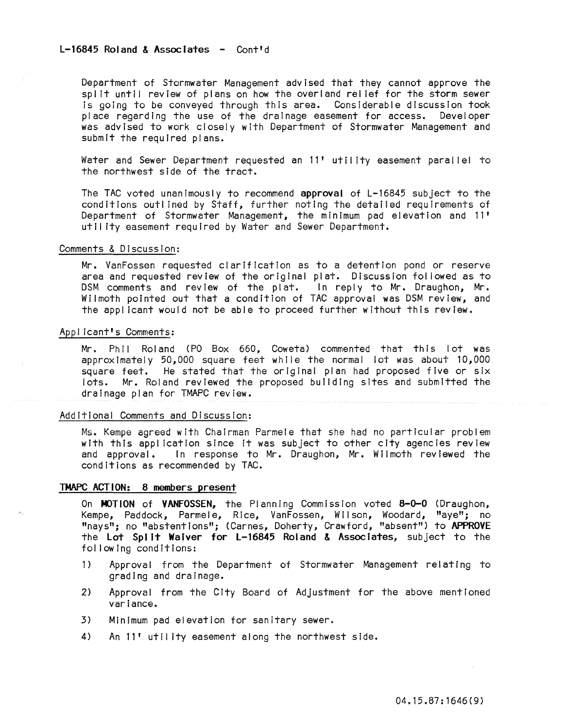**L-16845 Roland & Associates - Cont'd**

Department of Stormwater Management advised that they cannot approve the split until review of plans on how the overland relief for the storm sewer is going to be conveyed through this area. Considerable discussion took place regarding the use of the drainage easement for access. Developer was advised to work closely with Department of Stormwater Management and submit the required plans.

Water and Sewer Department requested an 11' utility easement parallel to the northwest side of the tract.

The TAC voted unanimously to recommend **approval** of L-16845 subject to the conditions outlined by Staff, further noting the detailed requirements of Department of Stormwater Management, the minimum pad elevation and 11' utility easement required by Water and Sewer Department.

Comments & Discussion:

Mr. VanFossen requested clarification as to a detention pond or reserve area and requested review of the original plat. Discussion followed as to DSM comments and review of the plat. In reply to Mr. Draughon, Mr. Wilmoth pointed out that a condition of TAC approval was DSM review, and the applicant would not be able to proceed further without this review.

Applicant's Comments:

Mr. Phil Roland (PO Box 660, Coweta) commented that this lot was approximately 50,000 square feet while the normal lot was about 10,000 square feet. He stated that the original plan had proposed five or six lots. Mr. Roland reviewed the proposed building sites and submitted the drainage plan for TMAPC review.

Additional Comments and Discussion:

Ms. Kempe agreed with Chairman Parmele that she had no particular problem with this application since it was subject to other city agencies review and approval. In response to Mr. Draughon, Mr. Wilmoth reviewed the conditions as recommended by TAC.

**TMAPC ACTION: 8 members present**

On **MOTION** of **VANFOSSEN,** the Planning Commission voted **8-0-0** (Draughon, Kempe, Paddock, Parmele, Rice, VanFossen, Wilson, Woodard, "aye"; no "nays"; no "abstentions"; (Carnes, Doherty, Crawford, "absent") to **APPROVE** the **Lot Split Waiver for L-16845 Roland & Associates,** subject to the following conditions:

1) Approval from the Department of Stormwater Management relating to grading and drainage.

2) Approval from the City Board of Adjustment for the above mentioned variance.

3) Minimum pad elevation for sanitary sewer.

4) An 11' utility easement along the northwest side.

04.15.87:1646(9)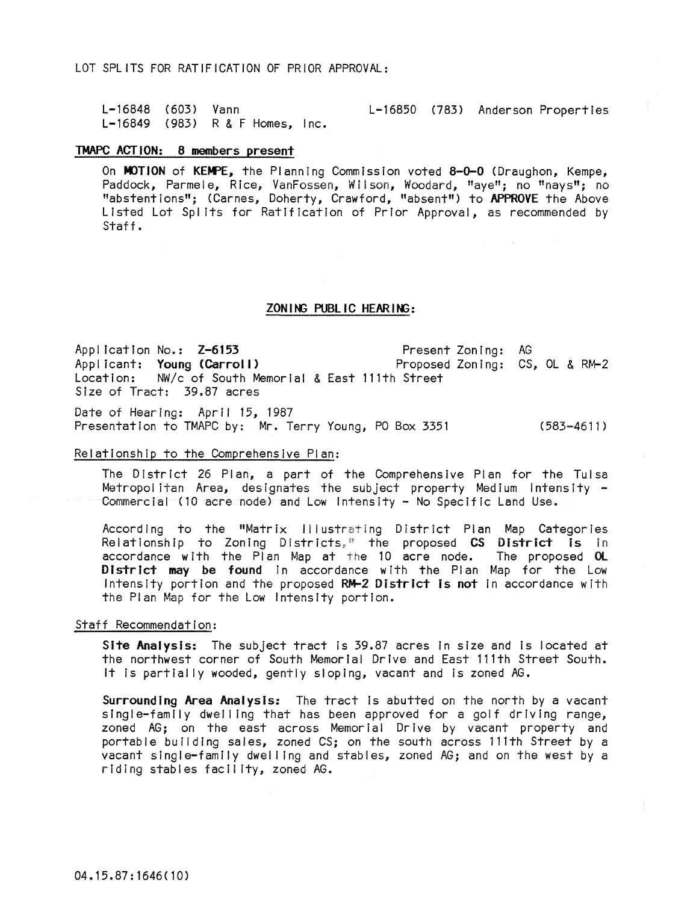LOT SPLITS FOR RATIFICATION OF PRIOR APPROVAL:

L-16848 (603) Vann
L-16849 (983) R & F Homes, Inc.
L-16850 (783) Anderson Properties

**TMAPC ACTION: 8 members present**

On **MOTION** of **KEMPE**, the Planning Commission voted **8-0-0** (Draughon, Kempe, Paddock, Parmele, Rice, VanFossen, Wilson, Woodard, "aye"; no "nays"; no "abstentions"; (Carnes, Doherty, Crawford, "absent") to **APPROVE** the Above Listed Lot Splits for Ratification of Prior Approval, as recommended by Staff.

## ZONING PUBLIC HEARING:

Application No.: **Z-6153**
Present Zoning: AG
Applicant: **Young (Carroll)**
Proposed Zoning: CS, OL & RM-2
Location: NW/c of South Memorial & East 111th Street
Size of Tract: 39.87 acres

Date of Hearing: April 15, 1987
Presentation to TMAPC by: Mr. Terry Young, PO Box 3351 (583-4611)

Relationship to the Comprehensive Plan:

The District 26 Plan, a part of the Comprehensive Plan for the Tulsa Metropolitan Area, designates the subject property Medium Intensity - Commercial (10 acre node) and Low Intensity - No Specific Land Use.

According to the "Matrix Illustrating District Plan Map Categories Relationship to Zoning Districts," the proposed **CS District is** in accordance with the Plan Map at the 10 acre node. The proposed **OL District may be found** in accordance with the Plan Map for the Low Intensity portion and the proposed **RM-2 District is not** in accordance with the Plan Map for the Low Intensity portion.

Staff Recommendation:

**Site Analysis:** The subject tract is 39.87 acres in size and is located at the northwest corner of South Memorial Drive and East 111th Street South. It is partially wooded, gently sloping, vacant and is zoned AG.

**Surrounding Area Analysis:** The tract is abutted on the north by a vacant single-family dwelling that has been approved for a golf driving range, zoned AG; on the east across Memorial Drive by vacant property and portable building sales, zoned CS; on the south across 111th Street by a vacant single-family dwelling and stables, zoned AG; and on the west by a riding stables facility, zoned AG.

04.15.87:1646(10)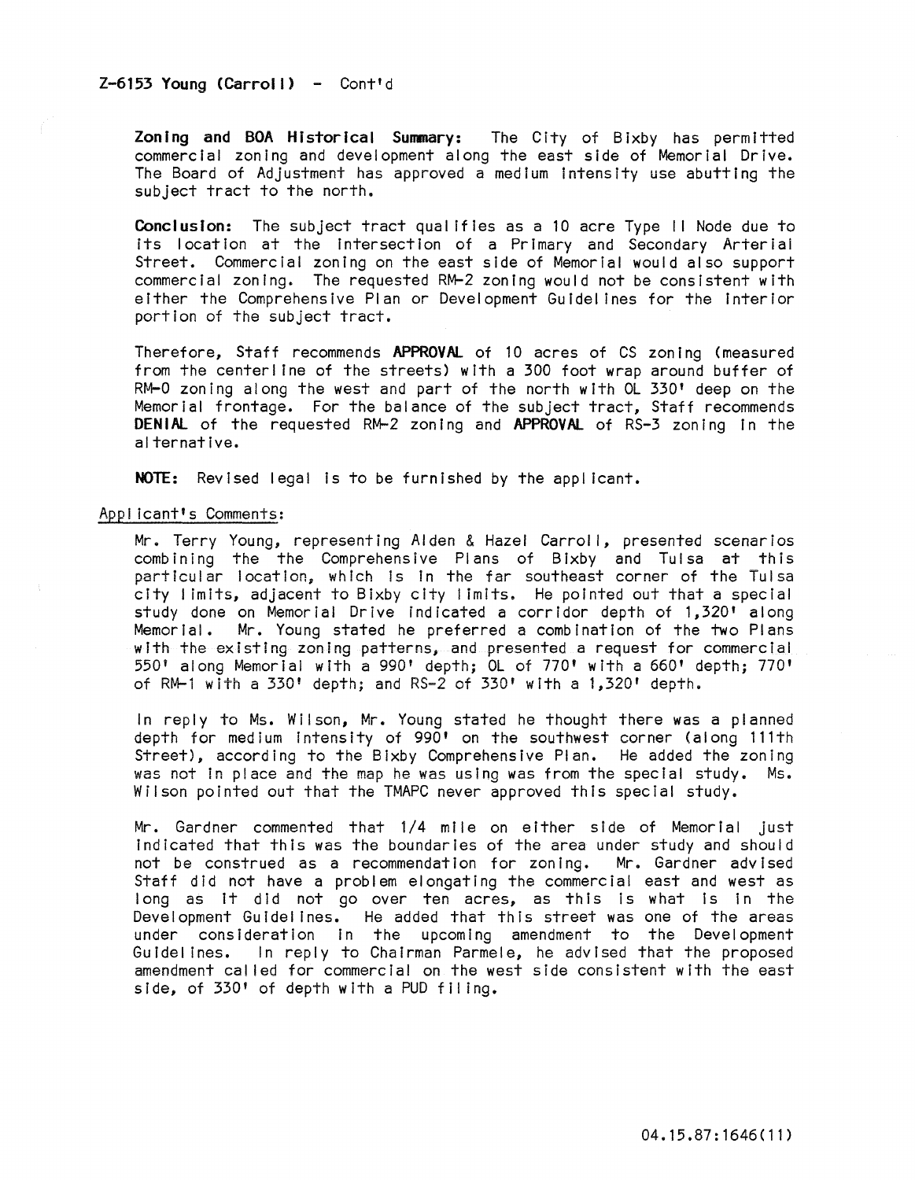Z-6153 Young (Carroll) - Cont'd

**Zoning and BOA Historical Summary:** The City of Bixby has permitted commercial zoning and development along the east side of Memorial Drive. The Board of Adjustment has approved a medium intensity use abutting the subject tract to the north.

**Conclusion:** The subject tract qualifies as a 10 acre Type II Node due to its location at the intersection of a Primary and Secondary Arterial Street. Commercial zoning on the east side of Memorial would also support commercial zoning. The requested RM-2 zoning would not be consistent with either the Comprehensive Plan or Development Guidelines for the interior portion of the subject tract.

Therefore, Staff recommends **APPROVAL** of 10 acres of CS zoning (measured from the centerline of the streets) with a 300 foot wrap around buffer of RM-0 zoning along the west and part of the north with OL 330' deep on the Memorial frontage. For the balance of the subject tract, Staff recommends **DENIAL** of the requested RM-2 zoning and **APPROVAL** of RS-3 zoning in the alternative.

**NOTE:** Revised legal is to be furnished by the applicant.

Applicant's Comments:

Mr. Terry Young, representing Alden & Hazel Carroll, presented scenarios combining the the Comprehensive Plans of Bixby and Tulsa at this particular location, which is in the far southeast corner of the Tulsa city limits, adjacent to Bixby city limits. He pointed out that a special study done on Memorial Drive indicated a corridor depth of 1,320' along Memorial. Mr. Young stated he preferred a combination of the two Plans with the existing zoning patterns, and presented a request for commercial 550' along Memorial with a 990' depth; OL of 770' with a 660' depth; 770' of RM-1 with a 330' depth; and RS-2 of 330' with a 1,320' depth.

In reply to Ms. Wilson, Mr. Young stated he thought there was a planned depth for medium intensity of 990' on the southwest corner (along 111th Street), according to the Bixby Comprehensive Plan. He added the zoning was not in place and the map he was using was from the special study. Ms. Wilson pointed out that the TMAPC never approved this special study.

Mr. Gardner commented that 1/4 mile on either side of Memorial just indicated that this was the boundaries of the area under study and should not be construed as a recommendation for zoning. Mr. Gardner advised Staff did not have a problem elongating the commercial east and west as long as it did not go over ten acres, as this is what is in the Development Guidelines. He added that this street was one of the areas under consideration in the upcoming amendment to the Development Guidelines. In reply to Chairman Parmele, he advised that the proposed amendment called for commercial on the west side consistent with the east side, of 330' of depth with a PUD filing.

04.15.87:1646(11)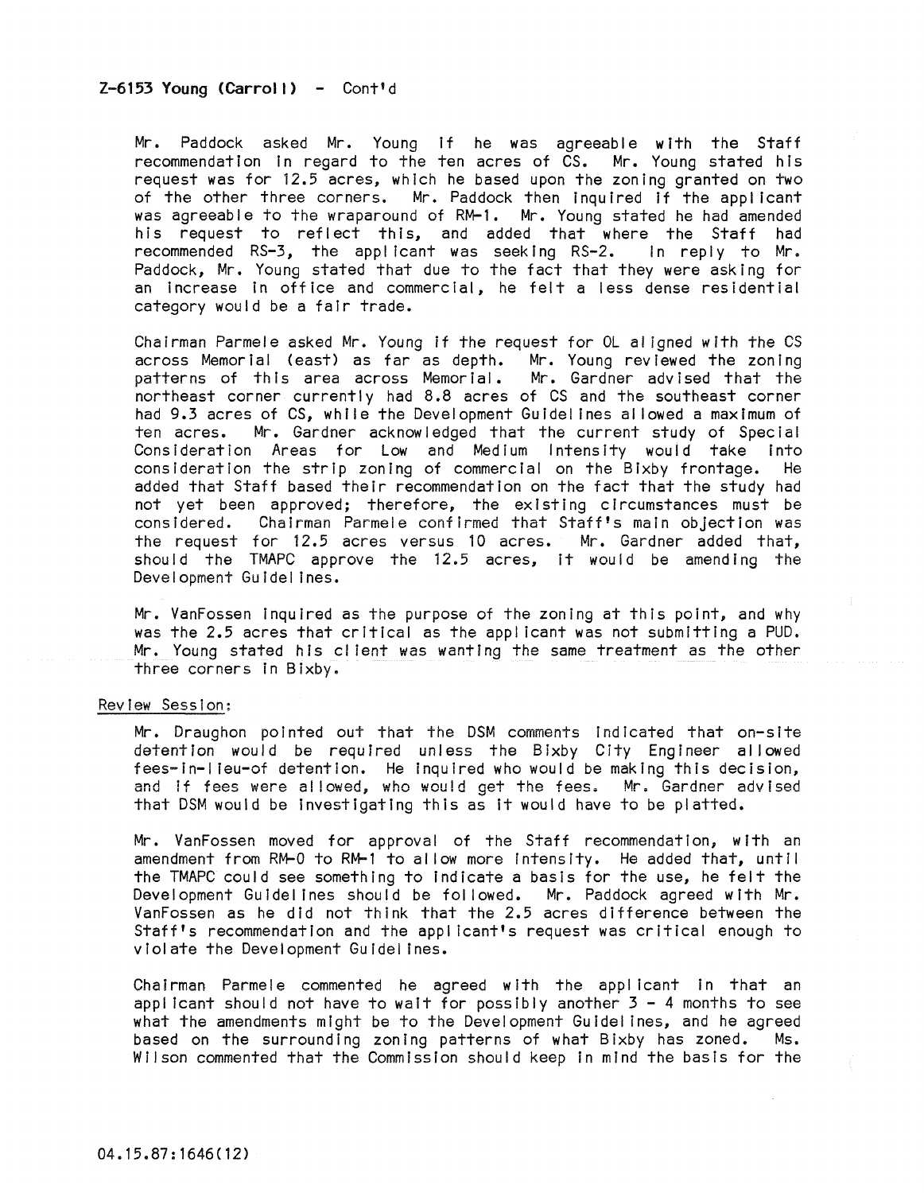**Z-6153 Young (Carroll) - Cont'd**

Mr. Paddock asked Mr. Young if he was agreeable with the Staff recommendation in regard to the ten acres of CS. Mr. Young stated his request was for 12.5 acres, which he based upon the zoning granted on two of the other three corners. Mr. Paddock then inquired if the applicant was agreeable to the wraparound of RM-1. Mr. Young stated he had amended his request to reflect this, and added that where the Staff had recommended RS-3, the applicant was seeking RS-2. In reply to Mr. Paddock, Mr. Young stated that due to the fact that they were asking for an increase in office and commercial, he felt a less dense residential category would be a fair trade.

Chairman Parmele asked Mr. Young if the request for OL aligned with the CS across Memorial (east) as far as depth. Mr. Young reviewed the zoning patterns of this area across Memorial. Mr. Gardner advised that the northeast corner currently had 8.8 acres of CS and the southeast corner had 9.3 acres of CS, while the Development Guidelines allowed a maximum of ten acres. Mr. Gardner acknowledged that the current study of Special Consideration Areas for Low and Medium Intensity would take into consideration the strip zoning of commercial on the Bixby frontage. He added that Staff based their recommendation on the fact that the study had not yet been approved; therefore, the existing circumstances must be considered. Chairman Parmele confirmed that Staff's main objection was the request for 12.5 acres versus 10 acres. Mr. Gardner added that, should the TMAPC approve the 12.5 acres, it would be amending the Development Guidelines.

Mr. VanFossen inquired as the purpose of the zoning at this point, and why was the 2.5 acres that critical as the applicant was not submitting a PUD. Mr. Young stated his client was wanting the same treatment as the other three corners in Bixby.

Review Session:

Mr. Draughon pointed out that the DSM comments indicated that on-site detention would be required unless the Bixby City Engineer allowed fees-in-lieu-of detention. He inquired who would be making this decision, and if fees were allowed, who would get the fees. Mr. Gardner advised that DSM would be investigating this as it would have to be platted.

Mr. VanFossen moved for approval of the Staff recommendation, with an amendment from RM-0 to RM-1 to allow more intensity. He added that, until the TMAPC could see something to indicate a basis for the use, he felt the Development Guidelines should be followed. Mr. Paddock agreed with Mr. VanFossen as he did not think that the 2.5 acres difference between the Staff's recommendation and the applicant's request was critical enough to violate the Development Guidelines.

Chairman Parmele commented he agreed with the applicant in that an applicant should not have to wait for possibly another 3 - 4 months to see what the amendments might be to the Development Guidelines, and he agreed based on the surrounding zoning patterns of what Bixby has zoned. Ms. Wilson commented that the Commission should keep in mind the basis for the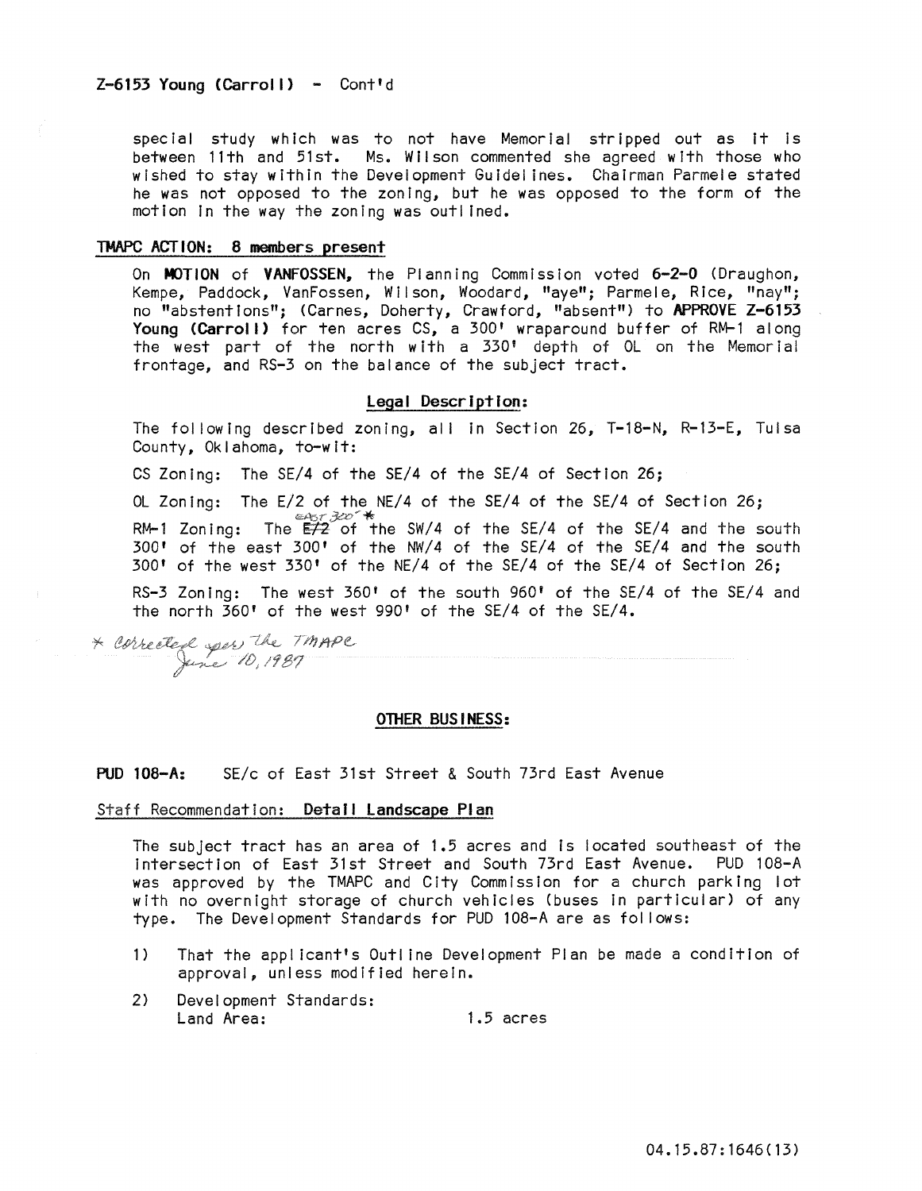Z-6153 Young (Carroll) - Cont'd

special study which was to not have Memorial stripped out as it is between 11th and 51st. Ms. Wilson commented she agreed with those who wished to stay within the Development Guidelines. Chairman Parmele stated he was not opposed to the zoning, but he was opposed to the form of the motion in the way the zoning was outlined.

**TMAPC ACTION: 8 members present**

On **MOTION** of **VANFOSSEN**, the Planning Commission voted **6-2-0** (Draughon, Kempe, Paddock, VanFossen, Wilson, Woodard, "aye"; Parmele, Rice, "nay"; no "abstentions"; (Carnes, Doherty, Crawford, "absent") to **APPROVE Z-6153 Young (Carroll)** for ten acres CS, a 300' wraparound buffer of RM-1 along the west part of the north with a 330' depth of OL on the Memorial frontage, and RS-3 on the balance of the subject tract.

**Legal Description:**

The following described zoning, all in Section 26, T-18-N, R-13-E, Tulsa County, Oklahoma, to-wit:

CS Zoning: The SE/4 of the SE/4 of the SE/4 of Section 26;

OL Zoning: The E/2 of the NE/4 of the SE/4 of the SE/4 of Section 26;

RM-1 Zoning: The ~~E/2~~ east 300' * of the SW/4 of the SE/4 of the SE/4 and the south 300' of the east 300' of the NW/4 of the SE/4 of the SE/4 and the south 300' of the west 330' of the NE/4 of the SE/4 of the SE/4 of Section 26;

RS-3 Zoning: The west 360' of the south 960' of the SE/4 of the SE/4 and the north 360' of the west 990' of the SE/4 of the SE/4.

* Corrected per the TMAPC June 10, 1987

**OTHER BUSINESS:**

**PUD 108-A:** SE/c of East 31st Street & South 73rd East Avenue

Staff Recommendation: **Detail Landscape Plan**

The subject tract has an area of 1.5 acres and is located southeast of the intersection of East 31st Street and South 73rd East Avenue. PUD 108-A was approved by the TMAPC and City Commission for a church parking lot with no overnight storage of church vehicles (buses in particular) of any type. The Development Standards for PUD 108-A are as follows:

1) That the applicant's Outline Development Plan be made a condition of approval, unless modified herein.

2) Development Standards:
   Land Area: 1.5 acres

04.15.87:1646(13)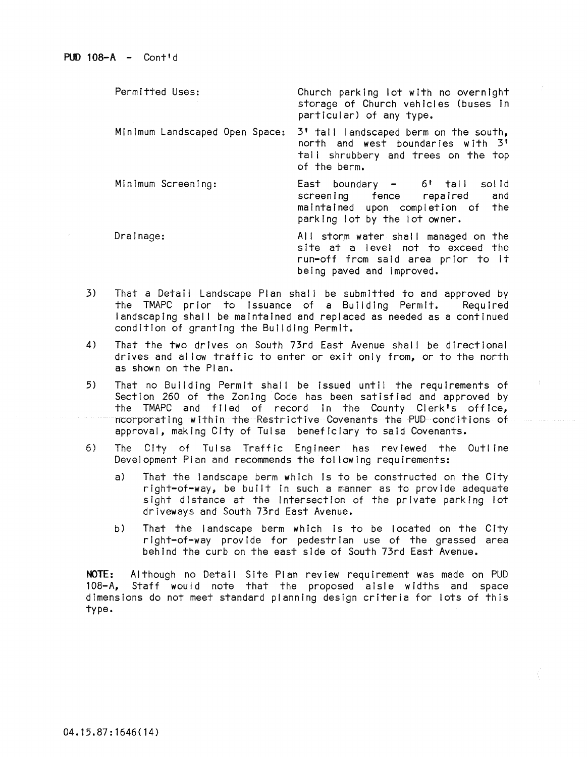PUD 108-A - Cont'd

| | |
|---|---|
| Permitted Uses: | Church parking lot with no overnight storage of Church vehicles (buses in particular) of any type. |
| Minimum Landscaped Open Space: | 3' tall landscaped berm on the south, north and west boundaries with 3' tall shrubbery and trees on the top of the berm. |
| Minimum Screening: | East boundary - 6' tall solid screening fence repaired and maintained upon completion of the parking lot by the lot owner. |
| Drainage: | All storm water shall managed on the site at a level not to exceed the run-off from said area prior to it being paved and improved. |

3) That a Detail Landscape Plan shall be submitted to and approved by the TMAPC prior to issuance of a Building Permit. Required landscaping shall be maintained and replaced as needed as a continued condition of granting the Building Permit.

4) That the two drives on South 73rd East Avenue shall be directional drives and allow traffic to enter or exit only from, or to the north as shown on the Plan.

5) That no Building Permit shall be issued until the requirements of Section 260 of the Zoning Code has been satisfied and approved by the TMAPC and filed of record in the County Clerk's office, ncorporating within the Restrictive Covenants the PUD conditions of approval, making City of Tulsa beneficiary to said Covenants.

6) The City of Tulsa Traffic Engineer has reviewed the Outline Development Plan and recommends the following requirements:

   a) That the landscape berm which is to be constructed on the City right-of-way, be built in such a manner as to provide adequate sight distance at the intersection of the private parking lot driveways and South 73rd East Avenue.

   b) That the landscape berm which is to be located on the City right-of-way provide for pedestrian use of the grassed area behind the curb on the east side of South 73rd East Avenue.

**NOTE:** Although no Detail Site Plan review requirement was made on PUD 108-A, Staff would note that the proposed aisle widths and space dimensions do not meet standard planning design criteria for lots of this type.

04.15.87:1646(14)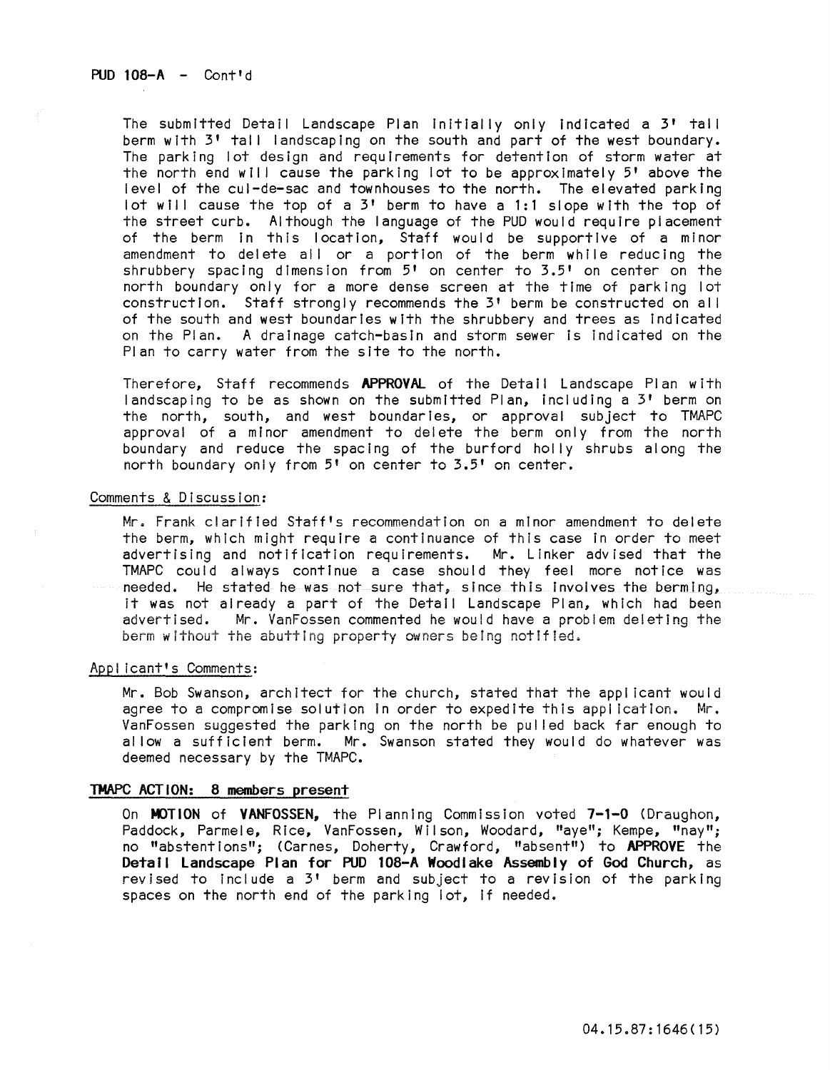PUD 108-A - Cont'd

The submitted Detail Landscape Plan initially only indicated a 3' tall berm with 3' tall landscaping on the south and part of the west boundary. The parking lot design and requirements for detention of storm water at the north end will cause the parking lot to be approximately 5' above the level of the cul-de-sac and townhouses to the north. The elevated parking lot will cause the top of a 3' berm to have a 1:1 slope with the top of the street curb. Although the language of the PUD would require placement of the berm in this location, Staff would be supportive of a minor amendment to delete all or a portion of the berm while reducing the shrubbery spacing dimension from 5' on center to 3.5' on center on the north boundary only for a more dense screen at the time of parking lot construction. Staff strongly recommends the 3' berm be constructed on all of the south and west boundaries with the shrubbery and trees as indicated on the Plan. A drainage catch-basin and storm sewer is indicated on the Plan to carry water from the site to the north.

Therefore, Staff recommends **APPROVAL** of the Detail Landscape Plan with landscaping to be as shown on the submitted Plan, including a 3' berm on the north, south, and west boundaries, or approval subject to TMAPC approval of a minor amendment to delete the berm only from the north boundary and reduce the spacing of the burford holly shrubs along the north boundary only from 5' on center to 3.5' on center.

Comments & Discussion:

Mr. Frank clarified Staff's recommendation on a minor amendment to delete the berm, which might require a continuance of this case in order to meet advertising and notification requirements. Mr. Linker advised that the TMAPC could always continue a case should they feel more notice was needed. He stated he was not sure that, since this involves the berming, it was not already a part of the Detail Landscape Plan, which had been advertised. Mr. VanFossen commented he would have a problem deleting the berm without the abutting property owners being notified.

Applicant's Comments:

Mr. Bob Swanson, architect for the church, stated that the applicant would agree to a compromise solution in order to expedite this application. Mr. VanFossen suggested the parking on the north be pulled back far enough to allow a sufficient berm. Mr. Swanson stated they would do whatever was deemed necessary by the TMAPC.

**TMAPC ACTION: 8 members present**

On **MOTION** of **VANFOSSEN,** the Planning Commission voted **7-1-0** (Draughon, Paddock, Parmele, Rice, VanFossen, Wilson, Woodard, "aye"; Kempe, "nay"; no "abstentions"; (Carnes, Doherty, Crawford, "absent") to **APPROVE** the **Detail Landscape Plan for PUD 108-A Woodlake Assembly of God Church,** as revised to include a 3' berm and subject to a revision of the parking spaces on the north end of the parking lot, if needed.

04.15.87:1646(15)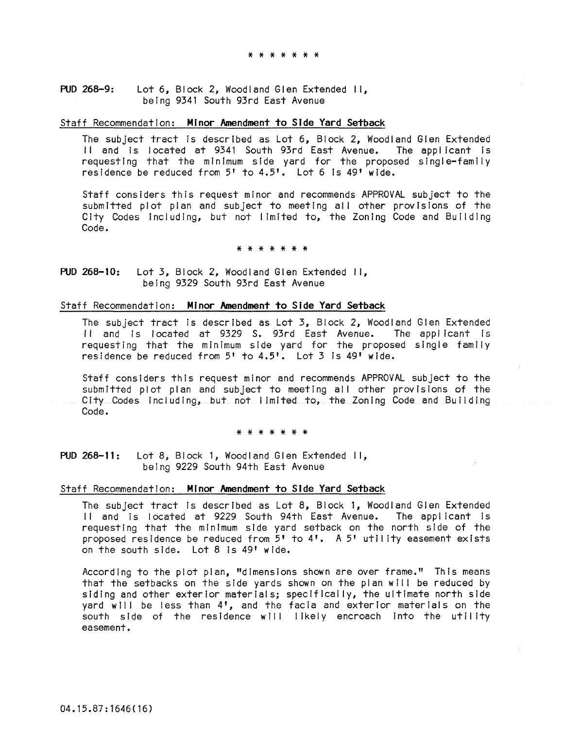\* \* \* \* \* \* \*

**PUD 268-9:** Lot 6, Block 2, Woodland Glen Extended II, being 9341 South 93rd East Avenue

Staff Recommendation: **Minor Amendment to Side Yard Setback**

The subject tract is described as Lot 6, Block 2, Woodland Glen Extended II and is located at 9341 South 93rd East Avenue. The applicant is requesting that the minimum side yard for the proposed single-family residence be reduced from 5' to 4.5'. Lot 6 is 49' wide.

Staff considers this request minor and recommends APPROVAL subject to the submitted plot plan and subject to meeting all other provisions of the City Codes including, but not limited to, the Zoning Code and Building Code.

\* \* \* \* \* \* \*

**PUD 268-10:** Lot 3, Block 2, Woodland Glen Extended II, being 9329 South 93rd East Avenue

Staff Recommendation: **Minor Amendment to Side Yard Setback**

The subject tract is described as Lot 3, Block 2, Woodland Glen Extended II and is located at 9329 S. 93rd East Avenue. The applicant is requesting that the minimum side yard for the proposed single family residence be reduced from 5' to 4.5'. Lot 3 is 49' wide.

Staff considers this request minor and recommends APPROVAL subject to the submitted plot plan and subject to meeting all other provisions of the City Codes including, but not limited to, the Zoning Code and Building Code.

\* \* \* \* \* \* \*

**PUD 268-11:** Lot 8, Block 1, Woodland Glen Extended II, being 9229 South 94th East Avenue

Staff Recommendation: **Minor Amendment to Side Yard Setback**

The subject tract is described as Lot 8, Block 1, Woodland Glen Extended II and is located at 9229 South 94th East Avenue. The applicant is requesting that the minimum side yard setback on the north side of the proposed residence be reduced from 5' to 4'. A 5' utility easement exists on the south side. Lot 8 is 49' wide.

According to the plot plan, "dimensions shown are over frame." This means that the setbacks on the side yards shown on the plan will be reduced by siding and other exterior materials; specifically, the ultimate north side yard will be less than 4', and the facia and exterior materials on the south side of the residence will likely encroach into the utility easement.

04.15.87:1646(16)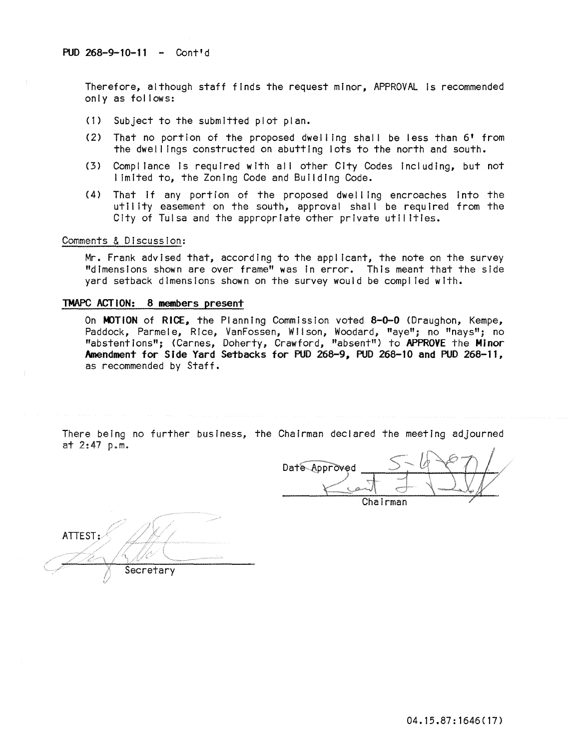PUD 268-9-10-11 - Cont'd

Therefore, although staff finds the request minor, APPROVAL is recommended only as follows:

(1) Subject to the submitted plot plan.

(2) That no portion of the proposed dwelling shall be less than 6' from the dwellings constructed on abutting lots to the north and south.

(3) Compliance is required with all other City Codes including, but not limited to, the Zoning Code and Building Code.

(4) That if any portion of the proposed dwelling encroaches into the utility easement on the south, approval shall be required from the City of Tulsa and the appropriate other private utilities.

Comments & Discussion:

Mr. Frank advised that, according to the applicant, the note on the survey "dimensions shown are over frame" was in error. This meant that the side yard setback dimensions shown on the survey would be complied with.

**TMAPC ACTION: 8 members present**

On **MOTION** of **RICE**, the Planning Commission voted **8-0-0** (Draughon, Kempe, Paddock, Parmele, Rice, VanFossen, Wilson, Woodard, "aye"; no "nays"; no "abstentions"; (Carnes, Doherty, Crawford, "absent") to **APPROVE** the **Minor Amendment for Side Yard Setbacks for PUD 268-9, PUD 268-10 and PUD 268-11**, as recommended by Staff.

There being no further business, the Chairman declared the meeting adjourned at 2:47 p.m.

Date Approved 5-6-87

Chairman

ATTEST:

Secretary

04.15.87:1646(17)